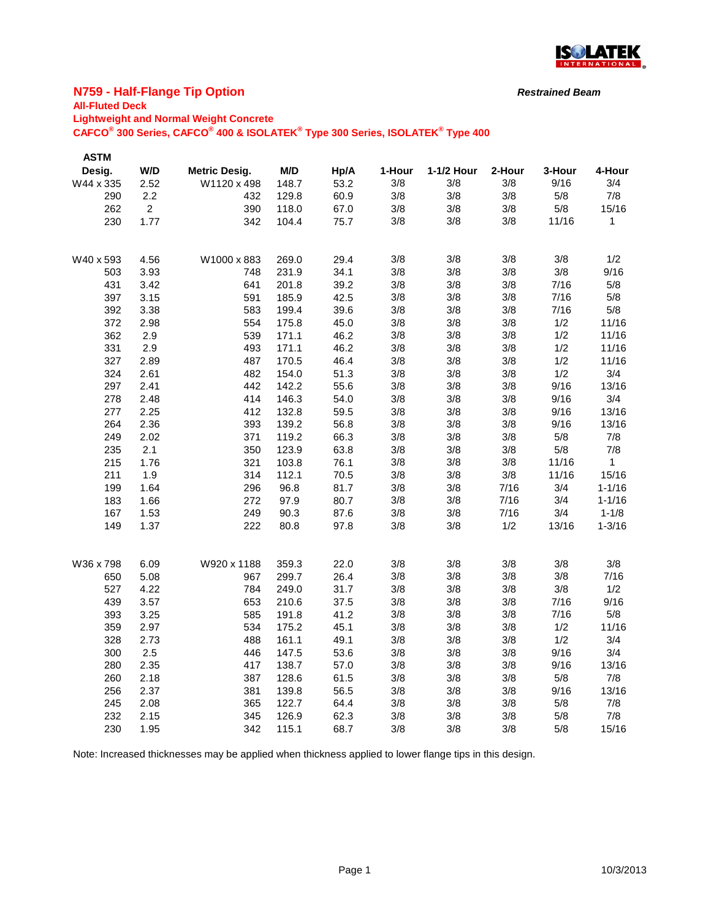## N759 - Half-Flange Tip Option

***Restrained Beam***

**All-Fluted Deck**

**Lightweight and Normal Weight Concrete**

**CAFCO® 300 Series, CAFCO® 400 & ISOLATEK® Type 300 Series, ISOLATEK® Type 400**

| ASTM Desig. | W/D | Metric Desig. | M/D | Hp/A | 1-Hour | 1-1/2 Hour | 2-Hour | 3-Hour | 4-Hour |
|---|---|---|---|---|---|---|---|---|---|
| W44 x 335 | 2.52 | W1120 x 498 | 148.7 | 53.2 | 3/8 | 3/8 | 3/8 | 9/16 | 3/4 |
| 290 | 2.2 | 432 | 129.8 | 60.9 | 3/8 | 3/8 | 3/8 | 5/8 | 7/8 |
| 262 | 2 | 390 | 118.0 | 67.0 | 3/8 | 3/8 | 3/8 | 5/8 | 15/16 |
| 230 | 1.77 | 342 | 104.4 | 75.7 | 3/8 | 3/8 | 3/8 | 11/16 | 1 |
| | | | | | | | | | |
| W40 x 593 | 4.56 | W1000 x 883 | 269.0 | 29.4 | 3/8 | 3/8 | 3/8 | 3/8 | 1/2 |
| 503 | 3.93 | 748 | 231.9 | 34.1 | 3/8 | 3/8 | 3/8 | 3/8 | 9/16 |
| 431 | 3.42 | 641 | 201.8 | 39.2 | 3/8 | 3/8 | 3/8 | 7/16 | 5/8 |
| 397 | 3.15 | 591 | 185.9 | 42.5 | 3/8 | 3/8 | 3/8 | 7/16 | 5/8 |
| 392 | 3.38 | 583 | 199.4 | 39.6 | 3/8 | 3/8 | 3/8 | 7/16 | 5/8 |
| 372 | 2.98 | 554 | 175.8 | 45.0 | 3/8 | 3/8 | 3/8 | 1/2 | 11/16 |
| 362 | 2.9 | 539 | 171.1 | 46.2 | 3/8 | 3/8 | 3/8 | 1/2 | 11/16 |
| 331 | 2.9 | 493 | 171.1 | 46.2 | 3/8 | 3/8 | 3/8 | 1/2 | 11/16 |
| 327 | 2.89 | 487 | 170.5 | 46.4 | 3/8 | 3/8 | 3/8 | 1/2 | 11/16 |
| 324 | 2.61 | 482 | 154.0 | 51.3 | 3/8 | 3/8 | 3/8 | 1/2 | 3/4 |
| 297 | 2.41 | 442 | 142.2 | 55.6 | 3/8 | 3/8 | 3/8 | 9/16 | 13/16 |
| 278 | 2.48 | 414 | 146.3 | 54.0 | 3/8 | 3/8 | 3/8 | 9/16 | 3/4 |
| 277 | 2.25 | 412 | 132.8 | 59.5 | 3/8 | 3/8 | 3/8 | 9/16 | 13/16 |
| 264 | 2.36 | 393 | 139.2 | 56.8 | 3/8 | 3/8 | 3/8 | 9/16 | 13/16 |
| 249 | 2.02 | 371 | 119.2 | 66.3 | 3/8 | 3/8 | 3/8 | 5/8 | 7/8 |
| 235 | 2.1 | 350 | 123.9 | 63.8 | 3/8 | 3/8 | 3/8 | 5/8 | 7/8 |
| 215 | 1.76 | 321 | 103.8 | 76.1 | 3/8 | 3/8 | 3/8 | 11/16 | 1 |
| 211 | 1.9 | 314 | 112.1 | 70.5 | 3/8 | 3/8 | 3/8 | 11/16 | 15/16 |
| 199 | 1.64 | 296 | 96.8 | 81.7 | 3/8 | 3/8 | 7/16 | 3/4 | 1-1/16 |
| 183 | 1.66 | 272 | 97.9 | 80.7 | 3/8 | 3/8 | 7/16 | 3/4 | 1-1/16 |
| 167 | 1.53 | 249 | 90.3 | 87.6 | 3/8 | 3/8 | 7/16 | 3/4 | 1-1/8 |
| 149 | 1.37 | 222 | 80.8 | 97.8 | 3/8 | 3/8 | 1/2 | 13/16 | 1-3/16 |
| | | | | | | | | | |
| W36 x 798 | 6.09 | W920 x 1188 | 359.3 | 22.0 | 3/8 | 3/8 | 3/8 | 3/8 | 3/8 |
| 650 | 5.08 | 967 | 299.7 | 26.4 | 3/8 | 3/8 | 3/8 | 3/8 | 7/16 |
| 527 | 4.22 | 784 | 249.0 | 31.7 | 3/8 | 3/8 | 3/8 | 3/8 | 1/2 |
| 439 | 3.57 | 653 | 210.6 | 37.5 | 3/8 | 3/8 | 3/8 | 7/16 | 9/16 |
| 393 | 3.25 | 585 | 191.8 | 41.2 | 3/8 | 3/8 | 3/8 | 7/16 | 5/8 |
| 359 | 2.97 | 534 | 175.2 | 45.1 | 3/8 | 3/8 | 3/8 | 1/2 | 11/16 |
| 328 | 2.73 | 488 | 161.1 | 49.1 | 3/8 | 3/8 | 3/8 | 1/2 | 3/4 |
| 300 | 2.5 | 446 | 147.5 | 53.6 | 3/8 | 3/8 | 3/8 | 9/16 | 3/4 |
| 280 | 2.35 | 417 | 138.7 | 57.0 | 3/8 | 3/8 | 3/8 | 9/16 | 13/16 |
| 260 | 2.18 | 387 | 128.6 | 61.5 | 3/8 | 3/8 | 3/8 | 5/8 | 7/8 |
| 256 | 2.37 | 381 | 139.8 | 56.5 | 3/8 | 3/8 | 3/8 | 9/16 | 13/16 |
| 245 | 2.08 | 365 | 122.7 | 64.4 | 3/8 | 3/8 | 3/8 | 5/8 | 7/8 |
| 232 | 2.15 | 345 | 126.9 | 62.3 | 3/8 | 3/8 | 3/8 | 5/8 | 7/8 |
| 230 | 1.95 | 342 | 115.1 | 68.7 | 3/8 | 3/8 | 3/8 | 5/8 | 15/16 |

Note: Increased thicknesses may be applied when thickness applied to lower flange tips in this design.

10/3/2013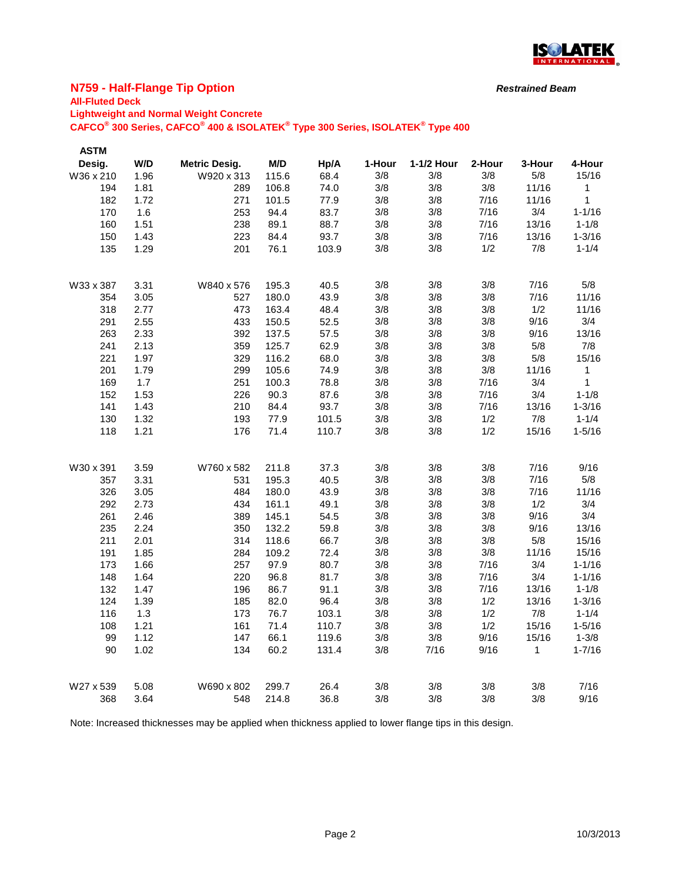## N759 - Half-Flange Tip Option

***Restrained Beam***

**All-Fluted Deck**

**Lightweight and Normal Weight Concrete**

**CAFCO® 300 Series, CAFCO® 400 & ISOLATEK® Type 300 Series, ISOLATEK® Type 400**

| ASTM Desig. | W/D | Metric Desig. | M/D | Hp/A | 1-Hour | 1-1/2 Hour | 2-Hour | 3-Hour | 4-Hour |
|---|---|---|---|---|---|---|---|---|---|
| W36 x 210 | 1.96 | W920 x 313 | 115.6 | 68.4 | 3/8 | 3/8 | 3/8 | 5/8 | 15/16 |
| 194 | 1.81 | 289 | 106.8 | 74.0 | 3/8 | 3/8 | 3/8 | 11/16 | 1 |
| 182 | 1.72 | 271 | 101.5 | 77.9 | 3/8 | 3/8 | 7/16 | 11/16 | 1 |
| 170 | 1.6 | 253 | 94.4 | 83.7 | 3/8 | 3/8 | 7/16 | 3/4 | 1-1/16 |
| 160 | 1.51 | 238 | 89.1 | 88.7 | 3/8 | 3/8 | 7/16 | 13/16 | 1-1/8 |
| 150 | 1.43 | 223 | 84.4 | 93.7 | 3/8 | 3/8 | 7/16 | 13/16 | 1-3/16 |
| 135 | 1.29 | 201 | 76.1 | 103.9 | 3/8 | 3/8 | 1/2 | 7/8 | 1-1/4 |
| W33 x 387 | 3.31 | W840 x 576 | 195.3 | 40.5 | 3/8 | 3/8 | 3/8 | 7/16 | 5/8 |
| 354 | 3.05 | 527 | 180.0 | 43.9 | 3/8 | 3/8 | 3/8 | 7/16 | 11/16 |
| 318 | 2.77 | 473 | 163.4 | 48.4 | 3/8 | 3/8 | 3/8 | 1/2 | 11/16 |
| 291 | 2.55 | 433 | 150.5 | 52.5 | 3/8 | 3/8 | 3/8 | 9/16 | 3/4 |
| 263 | 2.33 | 392 | 137.5 | 57.5 | 3/8 | 3/8 | 3/8 | 9/16 | 13/16 |
| 241 | 2.13 | 359 | 125.7 | 62.9 | 3/8 | 3/8 | 3/8 | 5/8 | 7/8 |
| 221 | 1.97 | 329 | 116.2 | 68.0 | 3/8 | 3/8 | 3/8 | 5/8 | 15/16 |
| 201 | 1.79 | 299 | 105.6 | 74.9 | 3/8 | 3/8 | 3/8 | 11/16 | 1 |
| 169 | 1.7 | 251 | 100.3 | 78.8 | 3/8 | 3/8 | 7/16 | 3/4 | 1 |
| 152 | 1.53 | 226 | 90.3 | 87.6 | 3/8 | 3/8 | 7/16 | 3/4 | 1-1/8 |
| 141 | 1.43 | 210 | 84.4 | 93.7 | 3/8 | 3/8 | 7/16 | 13/16 | 1-3/16 |
| 130 | 1.32 | 193 | 77.9 | 101.5 | 3/8 | 3/8 | 1/2 | 7/8 | 1-1/4 |
| 118 | 1.21 | 176 | 71.4 | 110.7 | 3/8 | 3/8 | 1/2 | 15/16 | 1-5/16 |
| W30 x 391 | 3.59 | W760 x 582 | 211.8 | 37.3 | 3/8 | 3/8 | 3/8 | 7/16 | 9/16 |
| 357 | 3.31 | 531 | 195.3 | 40.5 | 3/8 | 3/8 | 3/8 | 7/16 | 5/8 |
| 326 | 3.05 | 484 | 180.0 | 43.9 | 3/8 | 3/8 | 3/8 | 7/16 | 11/16 |
| 292 | 2.73 | 434 | 161.1 | 49.1 | 3/8 | 3/8 | 3/8 | 1/2 | 3/4 |
| 261 | 2.46 | 389 | 145.1 | 54.5 | 3/8 | 3/8 | 3/8 | 9/16 | 3/4 |
| 235 | 2.24 | 350 | 132.2 | 59.8 | 3/8 | 3/8 | 3/8 | 9/16 | 13/16 |
| 211 | 2.01 | 314 | 118.6 | 66.7 | 3/8 | 3/8 | 3/8 | 5/8 | 15/16 |
| 191 | 1.85 | 284 | 109.2 | 72.4 | 3/8 | 3/8 | 3/8 | 11/16 | 15/16 |
| 173 | 1.66 | 257 | 97.9 | 80.7 | 3/8 | 3/8 | 7/16 | 3/4 | 1-1/16 |
| 148 | 1.64 | 220 | 96.8 | 81.7 | 3/8 | 3/8 | 7/16 | 3/4 | 1-1/16 |
| 132 | 1.47 | 196 | 86.7 | 91.1 | 3/8 | 3/8 | 7/16 | 13/16 | 1-1/8 |
| 124 | 1.39 | 185 | 82.0 | 96.4 | 3/8 | 3/8 | 1/2 | 13/16 | 1-3/16 |
| 116 | 1.3 | 173 | 76.7 | 103.1 | 3/8 | 3/8 | 1/2 | 7/8 | 1-1/4 |
| 108 | 1.21 | 161 | 71.4 | 110.7 | 3/8 | 3/8 | 1/2 | 15/16 | 1-5/16 |
| 99 | 1.12 | 147 | 66.1 | 119.6 | 3/8 | 3/8 | 9/16 | 15/16 | 1-3/8 |
| 90 | 1.02 | 134 | 60.2 | 131.4 | 3/8 | 7/16 | 9/16 | 1 | 1-7/16 |
| W27 x 539 | 5.08 | W690 x 802 | 299.7 | 26.4 | 3/8 | 3/8 | 3/8 | 3/8 | 7/16 |
| 368 | 3.64 | 548 | 214.8 | 36.8 | 3/8 | 3/8 | 3/8 | 3/8 | 9/16 |

Note: Increased thicknesses may be applied when thickness applied to lower flange tips in this design.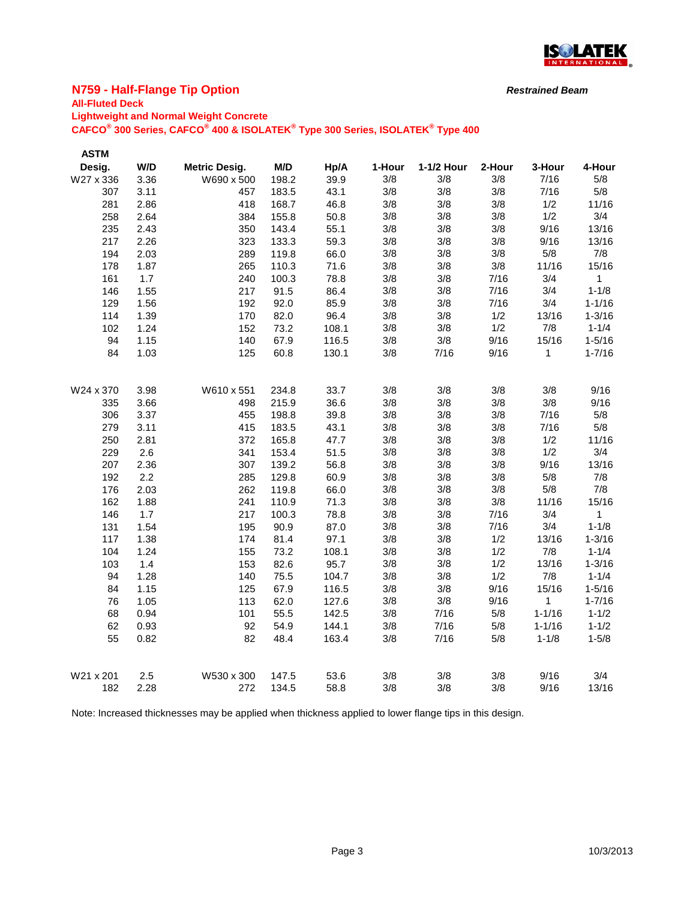## N759 - Half-Flange Tip Option

***Restrained Beam***

**All-Fluted Deck**

**Lightweight and Normal Weight Concrete**

**CAFCO® 300 Series, CAFCO® 400 & ISOLATEK® Type 300 Series, ISOLATEK® Type 400**

| ASTM Desig. | W/D | Metric Desig. | M/D | Hp/A | 1-Hour | 1-1/2 Hour | 2-Hour | 3-Hour | 4-Hour |
|---|---|---|---|---|---|---|---|---|---|
| W27 x 336 | 3.36 | W690 x 500 | 198.2 | 39.9 | 3/8 | 3/8 | 3/8 | 7/16 | 5/8 |
| 307 | 3.11 | 457 | 183.5 | 43.1 | 3/8 | 3/8 | 3/8 | 7/16 | 5/8 |
| 281 | 2.86 | 418 | 168.7 | 46.8 | 3/8 | 3/8 | 3/8 | 1/2 | 11/16 |
| 258 | 2.64 | 384 | 155.8 | 50.8 | 3/8 | 3/8 | 3/8 | 1/2 | 3/4 |
| 235 | 2.43 | 350 | 143.4 | 55.1 | 3/8 | 3/8 | 3/8 | 9/16 | 13/16 |
| 217 | 2.26 | 323 | 133.3 | 59.3 | 3/8 | 3/8 | 3/8 | 9/16 | 13/16 |
| 194 | 2.03 | 289 | 119.8 | 66.0 | 3/8 | 3/8 | 3/8 | 5/8 | 7/8 |
| 178 | 1.87 | 265 | 110.3 | 71.6 | 3/8 | 3/8 | 3/8 | 11/16 | 15/16 |
| 161 | 1.7 | 240 | 100.3 | 78.8 | 3/8 | 3/8 | 7/16 | 3/4 | 1 |
| 146 | 1.55 | 217 | 91.5 | 86.4 | 3/8 | 3/8 | 7/16 | 3/4 | 1-1/8 |
| 129 | 1.56 | 192 | 92.0 | 85.9 | 3/8 | 3/8 | 7/16 | 3/4 | 1-1/16 |
| 114 | 1.39 | 170 | 82.0 | 96.4 | 3/8 | 3/8 | 1/2 | 13/16 | 1-3/16 |
| 102 | 1.24 | 152 | 73.2 | 108.1 | 3/8 | 3/8 | 1/2 | 7/8 | 1-1/4 |
| 94 | 1.15 | 140 | 67.9 | 116.5 | 3/8 | 3/8 | 9/16 | 15/16 | 1-5/16 |
| 84 | 1.03 | 125 | 60.8 | 130.1 | 3/8 | 7/16 | 9/16 | 1 | 1-7/16 |
| | | | | | | | | | |
| W24 x 370 | 3.98 | W610 x 551 | 234.8 | 33.7 | 3/8 | 3/8 | 3/8 | 3/8 | 9/16 |
| 335 | 3.66 | 498 | 215.9 | 36.6 | 3/8 | 3/8 | 3/8 | 3/8 | 9/16 |
| 306 | 3.37 | 455 | 198.8 | 39.8 | 3/8 | 3/8 | 3/8 | 7/16 | 5/8 |
| 279 | 3.11 | 415 | 183.5 | 43.1 | 3/8 | 3/8 | 3/8 | 7/16 | 5/8 |
| 250 | 2.81 | 372 | 165.8 | 47.7 | 3/8 | 3/8 | 3/8 | 1/2 | 11/16 |
| 229 | 2.6 | 341 | 153.4 | 51.5 | 3/8 | 3/8 | 3/8 | 1/2 | 3/4 |
| 207 | 2.36 | 307 | 139.2 | 56.8 | 3/8 | 3/8 | 3/8 | 9/16 | 13/16 |
| 192 | 2.2 | 285 | 129.8 | 60.9 | 3/8 | 3/8 | 3/8 | 5/8 | 7/8 |
| 176 | 2.03 | 262 | 119.8 | 66.0 | 3/8 | 3/8 | 3/8 | 5/8 | 7/8 |
| 162 | 1.88 | 241 | 110.9 | 71.3 | 3/8 | 3/8 | 3/8 | 11/16 | 15/16 |
| 146 | 1.7 | 217 | 100.3 | 78.8 | 3/8 | 3/8 | 7/16 | 3/4 | 1 |
| 131 | 1.54 | 195 | 90.9 | 87.0 | 3/8 | 3/8 | 7/16 | 3/4 | 1-1/8 |
| 117 | 1.38 | 174 | 81.4 | 97.1 | 3/8 | 3/8 | 1/2 | 13/16 | 1-3/16 |
| 104 | 1.24 | 155 | 73.2 | 108.1 | 3/8 | 3/8 | 1/2 | 7/8 | 1-1/4 |
| 103 | 1.4 | 153 | 82.6 | 95.7 | 3/8 | 3/8 | 1/2 | 13/16 | 1-3/16 |
| 94 | 1.28 | 140 | 75.5 | 104.7 | 3/8 | 3/8 | 1/2 | 7/8 | 1-1/4 |
| 84 | 1.15 | 125 | 67.9 | 116.5 | 3/8 | 3/8 | 9/16 | 15/16 | 1-5/16 |
| 76 | 1.05 | 113 | 62.0 | 127.6 | 3/8 | 3/8 | 9/16 | 1 | 1-7/16 |
| 68 | 0.94 | 101 | 55.5 | 142.5 | 3/8 | 7/16 | 5/8 | 1-1/16 | 1-1/2 |
| 62 | 0.93 | 92 | 54.9 | 144.1 | 3/8 | 7/16 | 5/8 | 1-1/16 | 1-1/2 |
| 55 | 0.82 | 82 | 48.4 | 163.4 | 3/8 | 7/16 | 5/8 | 1-1/8 | 1-5/8 |
| | | | | | | | | | |
| W21 x 201 | 2.5 | W530 x 300 | 147.5 | 53.6 | 3/8 | 3/8 | 3/8 | 9/16 | 3/4 |
| 182 | 2.28 | 272 | 134.5 | 58.8 | 3/8 | 3/8 | 3/8 | 9/16 | 13/16 |

Note: Increased thicknesses may be applied when thickness applied to lower flange tips in this design.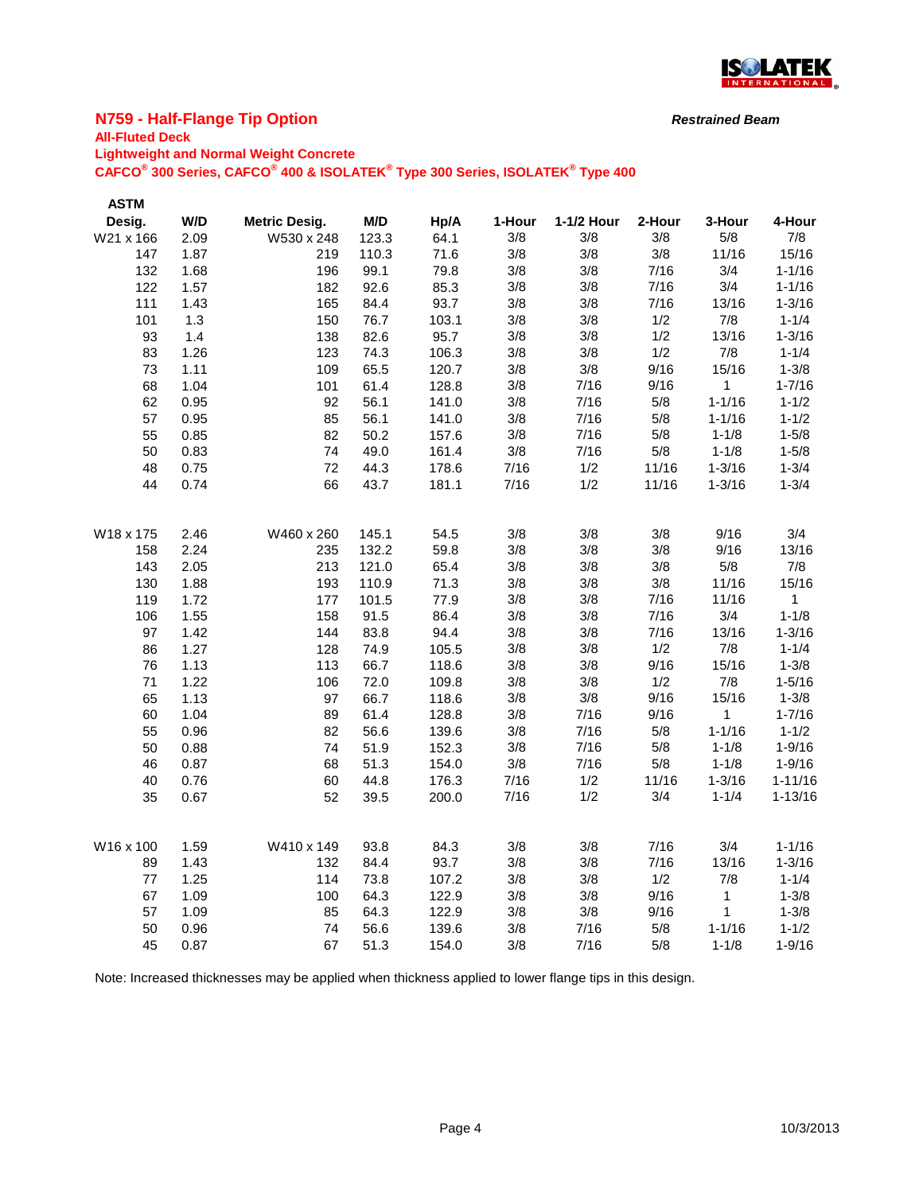## N759 - Half-Flange Tip Option

***Restrained Beam***

**All-Fluted Deck**

**Lightweight and Normal Weight Concrete**

**CAFCO® 300 Series, CAFCO® 400 & ISOLATEK® Type 300 Series, ISOLATEK® Type 400**

| ASTM Desig. | W/D | Metric Desig. | M/D | Hp/A | 1-Hour | 1-1/2 Hour | 2-Hour | 3-Hour | 4-Hour |
|---|---|---|---|---|---|---|---|---|---|
| W21 x 166 | 2.09 | W530 x 248 | 123.3 | 64.1 | 3/8 | 3/8 | 3/8 | 5/8 | 7/8 |
| 147 | 1.87 | 219 | 110.3 | 71.6 | 3/8 | 3/8 | 3/8 | 11/16 | 15/16 |
| 132 | 1.68 | 196 | 99.1 | 79.8 | 3/8 | 3/8 | 7/16 | 3/4 | 1-1/16 |
| 122 | 1.57 | 182 | 92.6 | 85.3 | 3/8 | 3/8 | 7/16 | 3/4 | 1-1/16 |
| 111 | 1.43 | 165 | 84.4 | 93.7 | 3/8 | 3/8 | 7/16 | 13/16 | 1-3/16 |
| 101 | 1.3 | 150 | 76.7 | 103.1 | 3/8 | 3/8 | 1/2 | 7/8 | 1-1/4 |
| 93 | 1.4 | 138 | 82.6 | 95.7 | 3/8 | 3/8 | 1/2 | 13/16 | 1-3/16 |
| 83 | 1.26 | 123 | 74.3 | 106.3 | 3/8 | 3/8 | 1/2 | 7/8 | 1-1/4 |
| 73 | 1.11 | 109 | 65.5 | 120.7 | 3/8 | 3/8 | 9/16 | 15/16 | 1-3/8 |
| 68 | 1.04 | 101 | 61.4 | 128.8 | 3/8 | 7/16 | 9/16 | 1 | 1-7/16 |
| 62 | 0.95 | 92 | 56.1 | 141.0 | 3/8 | 7/16 | 5/8 | 1-1/16 | 1-1/2 |
| 57 | 0.95 | 85 | 56.1 | 141.0 | 3/8 | 7/16 | 5/8 | 1-1/16 | 1-1/2 |
| 55 | 0.85 | 82 | 50.2 | 157.6 | 3/8 | 7/16 | 5/8 | 1-1/8 | 1-5/8 |
| 50 | 0.83 | 74 | 49.0 | 161.4 | 3/8 | 7/16 | 5/8 | 1-1/8 | 1-5/8 |
| 48 | 0.75 | 72 | 44.3 | 178.6 | 7/16 | 1/2 | 11/16 | 1-3/16 | 1-3/4 |
| 44 | 0.74 | 66 | 43.7 | 181.1 | 7/16 | 1/2 | 11/16 | 1-3/16 | 1-3/4 |
| | | | | | | | | | |
| W18 x 175 | 2.46 | W460 x 260 | 145.1 | 54.5 | 3/8 | 3/8 | 3/8 | 9/16 | 3/4 |
| 158 | 2.24 | 235 | 132.2 | 59.8 | 3/8 | 3/8 | 3/8 | 9/16 | 13/16 |
| 143 | 2.05 | 213 | 121.0 | 65.4 | 3/8 | 3/8 | 3/8 | 5/8 | 7/8 |
| 130 | 1.88 | 193 | 110.9 | 71.3 | 3/8 | 3/8 | 3/8 | 11/16 | 15/16 |
| 119 | 1.72 | 177 | 101.5 | 77.9 | 3/8 | 3/8 | 7/16 | 11/16 | 1 |
| 106 | 1.55 | 158 | 91.5 | 86.4 | 3/8 | 3/8 | 7/16 | 3/4 | 1-1/8 |
| 97 | 1.42 | 144 | 83.8 | 94.4 | 3/8 | 3/8 | 7/16 | 13/16 | 1-3/16 |
| 86 | 1.27 | 128 | 74.9 | 105.5 | 3/8 | 3/8 | 1/2 | 7/8 | 1-1/4 |
| 76 | 1.13 | 113 | 66.7 | 118.6 | 3/8 | 3/8 | 9/16 | 15/16 | 1-3/8 |
| 71 | 1.22 | 106 | 72.0 | 109.8 | 3/8 | 3/8 | 1/2 | 7/8 | 1-5/16 |
| 65 | 1.13 | 97 | 66.7 | 118.6 | 3/8 | 3/8 | 9/16 | 15/16 | 1-3/8 |
| 60 | 1.04 | 89 | 61.4 | 128.8 | 3/8 | 7/16 | 9/16 | 1 | 1-7/16 |
| 55 | 0.96 | 82 | 56.6 | 139.6 | 3/8 | 7/16 | 5/8 | 1-1/16 | 1-1/2 |
| 50 | 0.88 | 74 | 51.9 | 152.3 | 3/8 | 7/16 | 5/8 | 1-1/8 | 1-9/16 |
| 46 | 0.87 | 68 | 51.3 | 154.0 | 3/8 | 7/16 | 5/8 | 1-1/8 | 1-9/16 |
| 40 | 0.76 | 60 | 44.8 | 176.3 | 7/16 | 1/2 | 11/16 | 1-3/16 | 1-11/16 |
| 35 | 0.67 | 52 | 39.5 | 200.0 | 7/16 | 1/2 | 3/4 | 1-1/4 | 1-13/16 |
| | | | | | | | | | |
| W16 x 100 | 1.59 | W410 x 149 | 93.8 | 84.3 | 3/8 | 3/8 | 7/16 | 3/4 | 1-1/16 |
| 89 | 1.43 | 132 | 84.4 | 93.7 | 3/8 | 3/8 | 7/16 | 13/16 | 1-3/16 |
| 77 | 1.25 | 114 | 73.8 | 107.2 | 3/8 | 3/8 | 1/2 | 7/8 | 1-1/4 |
| 67 | 1.09 | 100 | 64.3 | 122.9 | 3/8 | 3/8 | 9/16 | 1 | 1-3/8 |
| 57 | 1.09 | 85 | 64.3 | 122.9 | 3/8 | 3/8 | 9/16 | 1 | 1-3/8 |
| 50 | 0.96 | 74 | 56.6 | 139.6 | 3/8 | 7/16 | 5/8 | 1-1/16 | 1-1/2 |
| 45 | 0.87 | 67 | 51.3 | 154.0 | 3/8 | 7/16 | 5/8 | 1-1/8 | 1-9/16 |

Note: Increased thicknesses may be applied when thickness applied to lower flange tips in this design.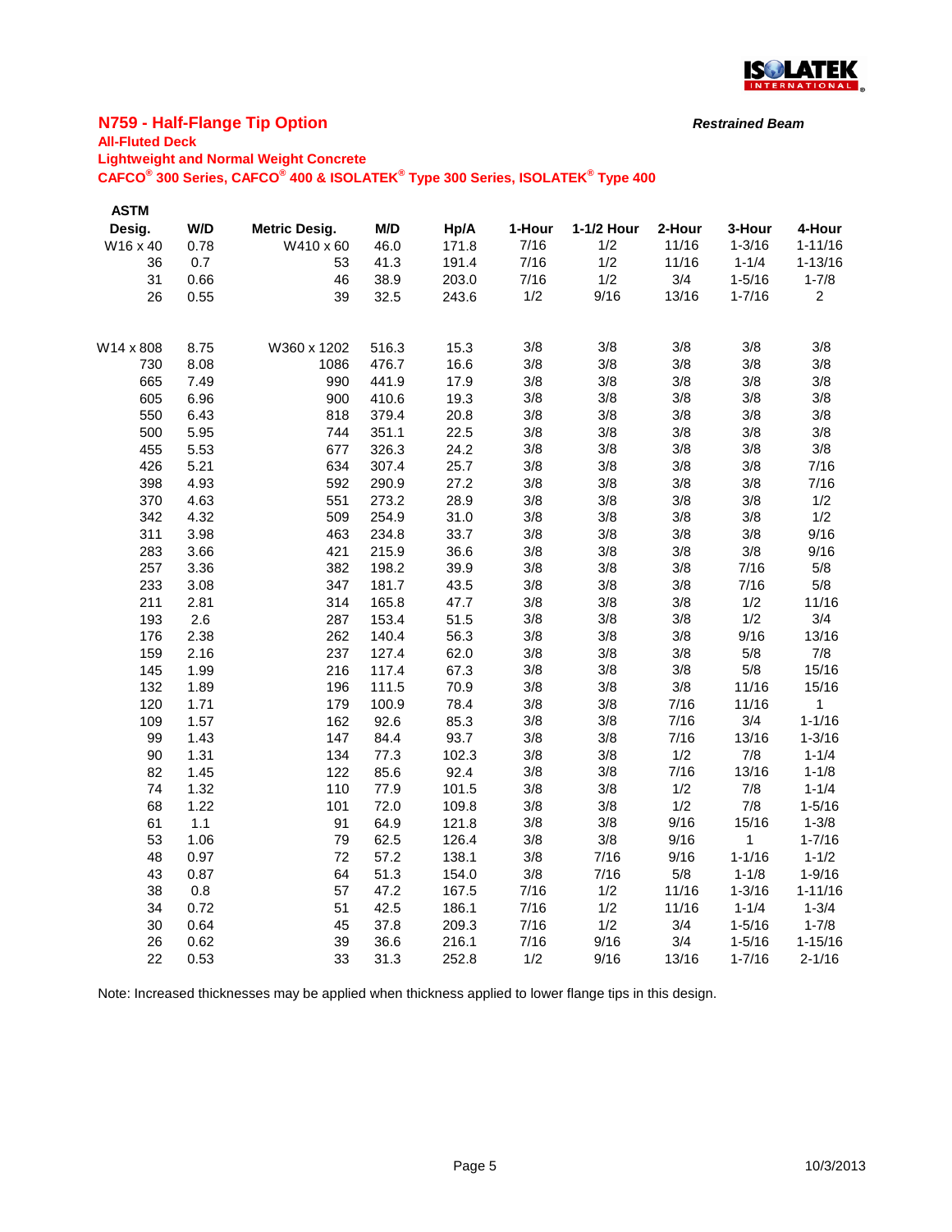# N759 - Half-Flange Tip Option

***Restrained Beam***

**All-Fluted Deck**

**Lightweight and Normal Weight Concrete**

**CAFCO® 300 Series, CAFCO® 400 & ISOLATEK® Type 300 Series, ISOLATEK® Type 400**

| ASTM Desig. | W/D | Metric Desig. | M/D | Hp/A | 1-Hour | 1-1/2 Hour | 2-Hour | 3-Hour | 4-Hour |
|---|---|---|---|---|---|---|---|---|---|
| W16 x 40 | 0.78 | W410 x 60 | 46.0 | 171.8 | 7/16 | 1/2 | 11/16 | 1-3/16 | 1-11/16 |
| 36 | 0.7 | 53 | 41.3 | 191.4 | 7/16 | 1/2 | 11/16 | 1-1/4 | 1-13/16 |
| 31 | 0.66 | 46 | 38.9 | 203.0 | 7/16 | 1/2 | 3/4 | 1-5/16 | 1-7/8 |
| 26 | 0.55 | 39 | 32.5 | 243.6 | 1/2 | 9/16 | 13/16 | 1-7/16 | 2 |
| | | | | | | | | | |
| W14 x 808 | 8.75 | W360 x 1202 | 516.3 | 15.3 | 3/8 | 3/8 | 3/8 | 3/8 | 3/8 |
| 730 | 8.08 | 1086 | 476.7 | 16.6 | 3/8 | 3/8 | 3/8 | 3/8 | 3/8 |
| 665 | 7.49 | 990 | 441.9 | 17.9 | 3/8 | 3/8 | 3/8 | 3/8 | 3/8 |
| 605 | 6.96 | 900 | 410.6 | 19.3 | 3/8 | 3/8 | 3/8 | 3/8 | 3/8 |
| 550 | 6.43 | 818 | 379.4 | 20.8 | 3/8 | 3/8 | 3/8 | 3/8 | 3/8 |
| 500 | 5.95 | 744 | 351.1 | 22.5 | 3/8 | 3/8 | 3/8 | 3/8 | 3/8 |
| 455 | 5.53 | 677 | 326.3 | 24.2 | 3/8 | 3/8 | 3/8 | 3/8 | 3/8 |
| 426 | 5.21 | 634 | 307.4 | 25.7 | 3/8 | 3/8 | 3/8 | 3/8 | 7/16 |
| 398 | 4.93 | 592 | 290.9 | 27.2 | 3/8 | 3/8 | 3/8 | 3/8 | 7/16 |
| 370 | 4.63 | 551 | 273.2 | 28.9 | 3/8 | 3/8 | 3/8 | 3/8 | 1/2 |
| 342 | 4.32 | 509 | 254.9 | 31.0 | 3/8 | 3/8 | 3/8 | 3/8 | 1/2 |
| 311 | 3.98 | 463 | 234.8 | 33.7 | 3/8 | 3/8 | 3/8 | 3/8 | 9/16 |
| 283 | 3.66 | 421 | 215.9 | 36.6 | 3/8 | 3/8 | 3/8 | 3/8 | 9/16 |
| 257 | 3.36 | 382 | 198.2 | 39.9 | 3/8 | 3/8 | 3/8 | 7/16 | 5/8 |
| 233 | 3.08 | 347 | 181.7 | 43.5 | 3/8 | 3/8 | 3/8 | 7/16 | 5/8 |
| 211 | 2.81 | 314 | 165.8 | 47.7 | 3/8 | 3/8 | 3/8 | 1/2 | 11/16 |
| 193 | 2.6 | 287 | 153.4 | 51.5 | 3/8 | 3/8 | 3/8 | 1/2 | 3/4 |
| 176 | 2.38 | 262 | 140.4 | 56.3 | 3/8 | 3/8 | 3/8 | 9/16 | 13/16 |
| 159 | 2.16 | 237 | 127.4 | 62.0 | 3/8 | 3/8 | 3/8 | 5/8 | 7/8 |
| 145 | 1.99 | 216 | 117.4 | 67.3 | 3/8 | 3/8 | 3/8 | 5/8 | 15/16 |
| 132 | 1.89 | 196 | 111.5 | 70.9 | 3/8 | 3/8 | 3/8 | 11/16 | 15/16 |
| 120 | 1.71 | 179 | 100.9 | 78.4 | 3/8 | 3/8 | 7/16 | 11/16 | 1 |
| 109 | 1.57 | 162 | 92.6 | 85.3 | 3/8 | 3/8 | 7/16 | 3/4 | 1-1/16 |
| 99 | 1.43 | 147 | 84.4 | 93.7 | 3/8 | 3/8 | 7/16 | 13/16 | 1-3/16 |
| 90 | 1.31 | 134 | 77.3 | 102.3 | 3/8 | 3/8 | 1/2 | 7/8 | 1-1/4 |
| 82 | 1.45 | 122 | 85.6 | 92.4 | 3/8 | 3/8 | 7/16 | 13/16 | 1-1/8 |
| 74 | 1.32 | 110 | 77.9 | 101.5 | 3/8 | 3/8 | 1/2 | 7/8 | 1-1/4 |
| 68 | 1.22 | 101 | 72.0 | 109.8 | 3/8 | 3/8 | 1/2 | 7/8 | 1-5/16 |
| 61 | 1.1 | 91 | 64.9 | 121.8 | 3/8 | 3/8 | 9/16 | 15/16 | 1-3/8 |
| 53 | 1.06 | 79 | 62.5 | 126.4 | 3/8 | 3/8 | 9/16 | 1 | 1-7/16 |
| 48 | 0.97 | 72 | 57.2 | 138.1 | 3/8 | 7/16 | 9/16 | 1-1/16 | 1-1/2 |
| 43 | 0.87 | 64 | 51.3 | 154.0 | 3/8 | 7/16 | 5/8 | 1-1/8 | 1-9/16 |
| 38 | 0.8 | 57 | 47.2 | 167.5 | 7/16 | 1/2 | 11/16 | 1-3/16 | 1-11/16 |
| 34 | 0.72 | 51 | 42.5 | 186.1 | 7/16 | 1/2 | 11/16 | 1-1/4 | 1-3/4 |
| 30 | 0.64 | 45 | 37.8 | 209.3 | 7/16 | 1/2 | 3/4 | 1-5/16 | 1-7/8 |
| 26 | 0.62 | 39 | 36.6 | 216.1 | 7/16 | 9/16 | 3/4 | 1-5/16 | 1-15/16 |
| 22 | 0.53 | 33 | 31.3 | 252.8 | 1/2 | 9/16 | 13/16 | 1-7/16 | 2-1/16 |

Note: Increased thicknesses may be applied when thickness applied to lower flange tips in this design.

10/3/2013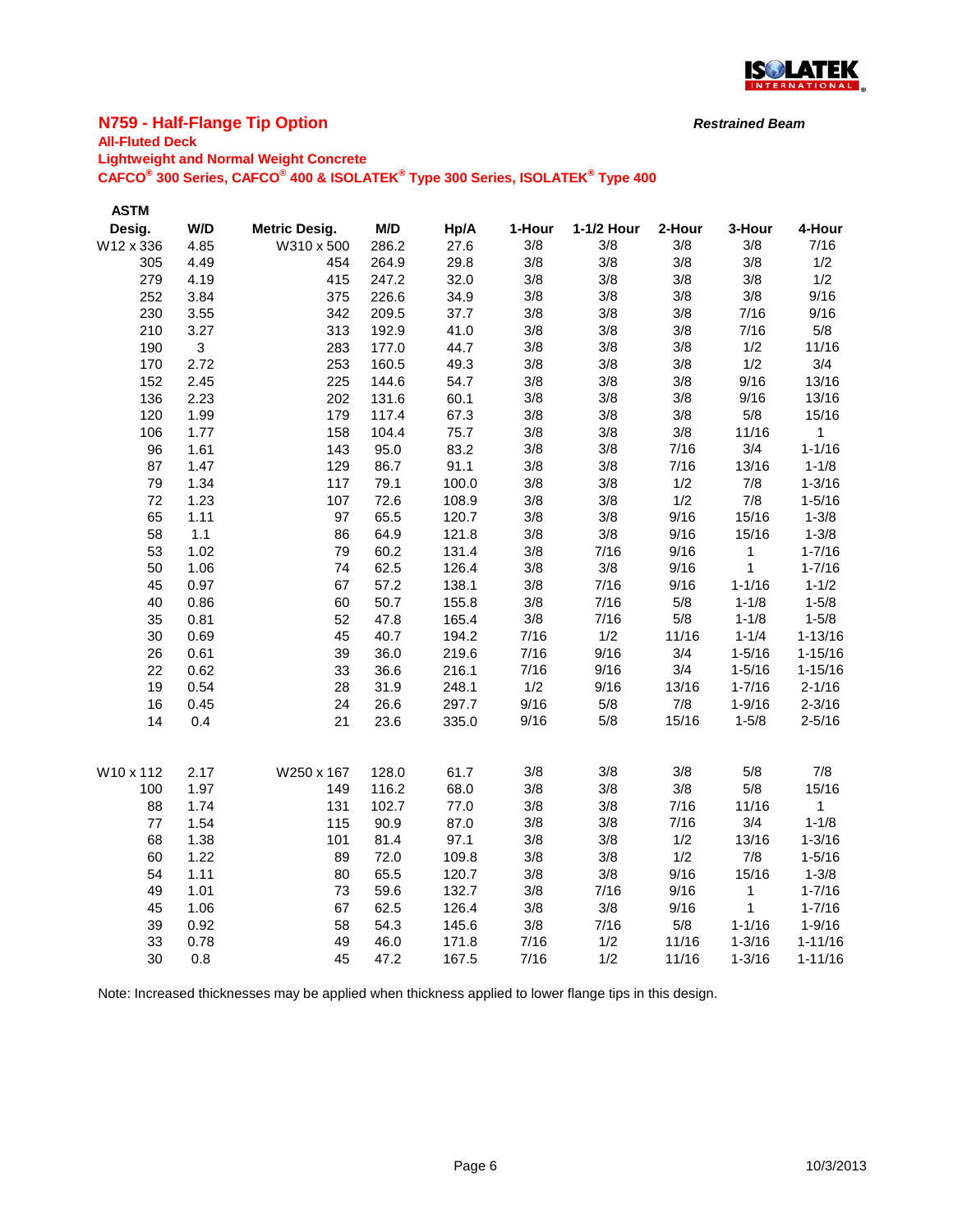## N759 - Half-Flange Tip Option

***Restrained Beam***

**All-Fluted Deck**
**Lightweight and Normal Weight Concrete**
**CAFCO® 300 Series, CAFCO® 400 & ISOLATEK® Type 300 Series, ISOLATEK® Type 400**

| ASTM Desig. | W/D | Metric Desig. | M/D | Hp/A | 1-Hour | 1-1/2 Hour | 2-Hour | 3-Hour | 4-Hour |
|---|---|---|---|---|---|---|---|---|---|
| W12 x 336 | 4.85 | W310 x 500 | 286.2 | 27.6 | 3/8 | 3/8 | 3/8 | 3/8 | 7/16 |
| 305 | 4.49 | 454 | 264.9 | 29.8 | 3/8 | 3/8 | 3/8 | 3/8 | 1/2 |
| 279 | 4.19 | 415 | 247.2 | 32.0 | 3/8 | 3/8 | 3/8 | 3/8 | 1/2 |
| 252 | 3.84 | 375 | 226.6 | 34.9 | 3/8 | 3/8 | 3/8 | 3/8 | 9/16 |
| 230 | 3.55 | 342 | 209.5 | 37.7 | 3/8 | 3/8 | 3/8 | 7/16 | 9/16 |
| 210 | 3.27 | 313 | 192.9 | 41.0 | 3/8 | 3/8 | 3/8 | 7/16 | 5/8 |
| 190 | 3 | 283 | 177.0 | 44.7 | 3/8 | 3/8 | 3/8 | 1/2 | 11/16 |
| 170 | 2.72 | 253 | 160.5 | 49.3 | 3/8 | 3/8 | 3/8 | 1/2 | 3/4 |
| 152 | 2.45 | 225 | 144.6 | 54.7 | 3/8 | 3/8 | 3/8 | 9/16 | 13/16 |
| 136 | 2.23 | 202 | 131.6 | 60.1 | 3/8 | 3/8 | 3/8 | 9/16 | 13/16 |
| 120 | 1.99 | 179 | 117.4 | 67.3 | 3/8 | 3/8 | 3/8 | 5/8 | 15/16 |
| 106 | 1.77 | 158 | 104.4 | 75.7 | 3/8 | 3/8 | 3/8 | 11/16 | 1 |
| 96 | 1.61 | 143 | 95.0 | 83.2 | 3/8 | 3/8 | 7/16 | 3/4 | 1-1/16 |
| 87 | 1.47 | 129 | 86.7 | 91.1 | 3/8 | 3/8 | 7/16 | 13/16 | 1-1/8 |
| 79 | 1.34 | 117 | 79.1 | 100.0 | 3/8 | 3/8 | 1/2 | 7/8 | 1-3/16 |
| 72 | 1.23 | 107 | 72.6 | 108.9 | 3/8 | 3/8 | 1/2 | 7/8 | 1-5/16 |
| 65 | 1.11 | 97 | 65.5 | 120.7 | 3/8 | 3/8 | 9/16 | 15/16 | 1-3/8 |
| 58 | 1.1 | 86 | 64.9 | 121.8 | 3/8 | 3/8 | 9/16 | 15/16 | 1-3/8 |
| 53 | 1.02 | 79 | 60.2 | 131.4 | 3/8 | 7/16 | 9/16 | 1 | 1-7/16 |
| 50 | 1.06 | 74 | 62.5 | 126.4 | 3/8 | 3/8 | 9/16 | 1 | 1-7/16 |
| 45 | 0.97 | 67 | 57.2 | 138.1 | 3/8 | 7/16 | 9/16 | 1-1/16 | 1-1/2 |
| 40 | 0.86 | 60 | 50.7 | 155.8 | 3/8 | 7/16 | 5/8 | 1-1/8 | 1-5/8 |
| 35 | 0.81 | 52 | 47.8 | 165.4 | 3/8 | 7/16 | 5/8 | 1-1/8 | 1-5/8 |
| 30 | 0.69 | 45 | 40.7 | 194.2 | 7/16 | 1/2 | 11/16 | 1-1/4 | 1-13/16 |
| 26 | 0.61 | 39 | 36.0 | 219.6 | 7/16 | 9/16 | 3/4 | 1-5/16 | 1-15/16 |
| 22 | 0.62 | 33 | 36.6 | 216.1 | 7/16 | 9/16 | 3/4 | 1-5/16 | 1-15/16 |
| 19 | 0.54 | 28 | 31.9 | 248.1 | 1/2 | 9/16 | 13/16 | 1-7/16 | 2-1/16 |
| 16 | 0.45 | 24 | 26.6 | 297.7 | 9/16 | 5/8 | 7/8 | 1-9/16 | 2-3/16 |
| 14 | 0.4 | 21 | 23.6 | 335.0 | 9/16 | 5/8 | 15/16 | 1-5/8 | 2-5/16 |
| | | | | | | | | | |
| W10 x 112 | 2.17 | W250 x 167 | 128.0 | 61.7 | 3/8 | 3/8 | 3/8 | 5/8 | 7/8 |
| 100 | 1.97 | 149 | 116.2 | 68.0 | 3/8 | 3/8 | 3/8 | 5/8 | 15/16 |
| 88 | 1.74 | 131 | 102.7 | 77.0 | 3/8 | 3/8 | 7/16 | 11/16 | 1 |
| 77 | 1.54 | 115 | 90.9 | 87.0 | 3/8 | 3/8 | 7/16 | 3/4 | 1-1/8 |
| 68 | 1.38 | 101 | 81.4 | 97.1 | 3/8 | 3/8 | 1/2 | 13/16 | 1-3/16 |
| 60 | 1.22 | 89 | 72.0 | 109.8 | 3/8 | 3/8 | 1/2 | 7/8 | 1-5/16 |
| 54 | 1.11 | 80 | 65.5 | 120.7 | 3/8 | 3/8 | 9/16 | 15/16 | 1-3/8 |
| 49 | 1.01 | 73 | 59.6 | 132.7 | 3/8 | 7/16 | 9/16 | 1 | 1-7/16 |
| 45 | 1.06 | 67 | 62.5 | 126.4 | 3/8 | 3/8 | 9/16 | 1 | 1-7/16 |
| 39 | 0.92 | 58 | 54.3 | 145.6 | 3/8 | 7/16 | 5/8 | 1-1/16 | 1-9/16 |
| 33 | 0.78 | 49 | 46.0 | 171.8 | 7/16 | 1/2 | 11/16 | 1-3/16 | 1-11/16 |
| 30 | 0.8 | 45 | 47.2 | 167.5 | 7/16 | 1/2 | 11/16 | 1-3/16 | 1-11/16 |

Note: Increased thicknesses may be applied when thickness applied to lower flange tips in this design.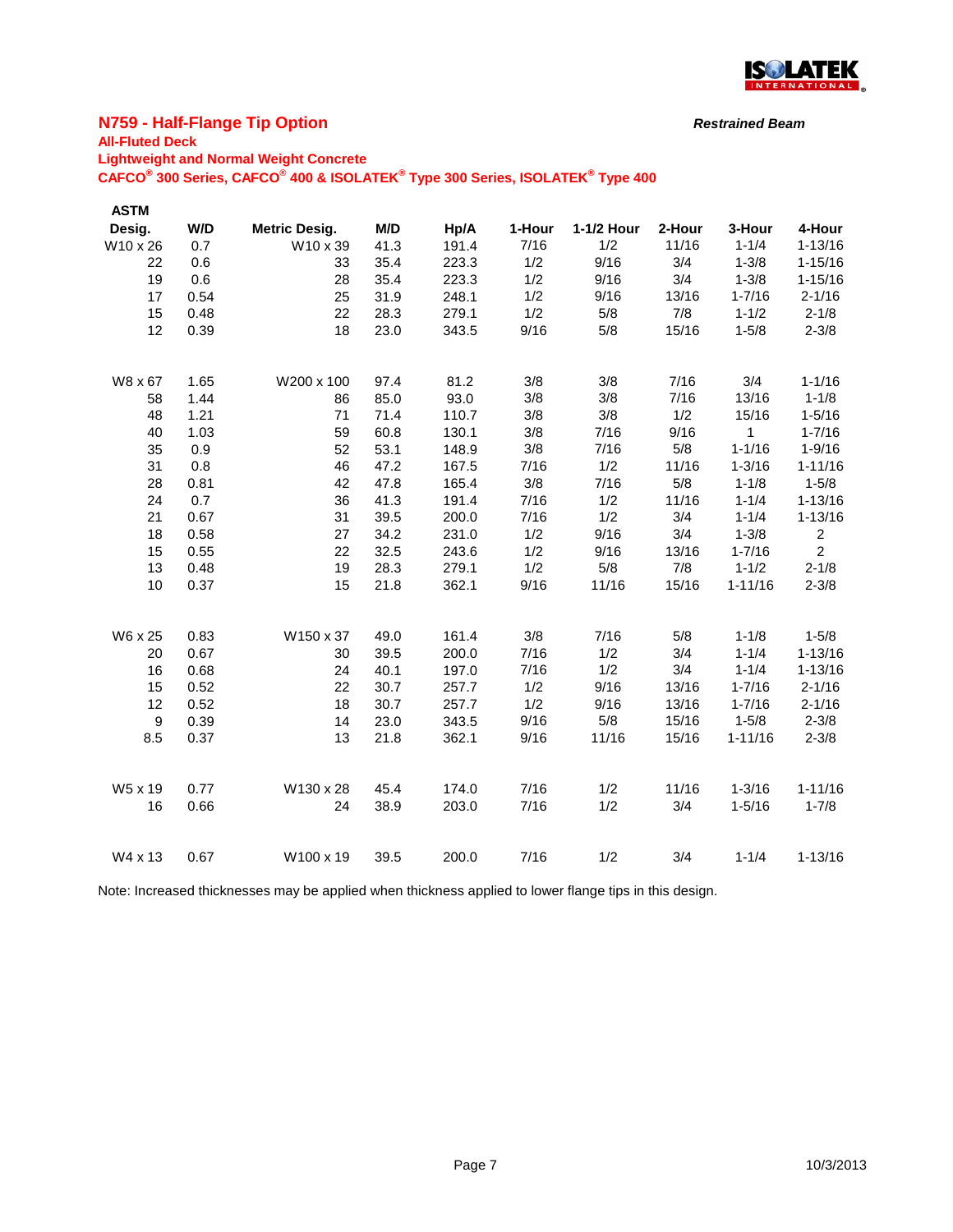## N759 - Half-Flange Tip Option

***Restrained Beam***

**All-Fluted Deck**

**Lightweight and Normal Weight Concrete**

**CAFCO® 300 Series, CAFCO® 400 & ISOLATEK® Type 300 Series, ISOLATEK® Type 400**

| ASTM Desig. | W/D | Metric Desig. | M/D | Hp/A | 1-Hour | 1-1/2 Hour | 2-Hour | 3-Hour | 4-Hour |
|---|---|---|---|---|---|---|---|---|---|
| W10 x 26 | 0.7 | W10 x 39 | 41.3 | 191.4 | 7/16 | 1/2 | 11/16 | 1-1/4 | 1-13/16 |
| 22 | 0.6 | 33 | 35.4 | 223.3 | 1/2 | 9/16 | 3/4 | 1-3/8 | 1-15/16 |
| 19 | 0.6 | 28 | 35.4 | 223.3 | 1/2 | 9/16 | 3/4 | 1-3/8 | 1-15/16 |
| 17 | 0.54 | 25 | 31.9 | 248.1 | 1/2 | 9/16 | 13/16 | 1-7/16 | 2-1/16 |
| 15 | 0.48 | 22 | 28.3 | 279.1 | 1/2 | 5/8 | 7/8 | 1-1/2 | 2-1/8 |
| 12 | 0.39 | 18 | 23.0 | 343.5 | 9/16 | 5/8 | 15/16 | 1-5/8 | 2-3/8 |
| | | | | | | | | | |
| W8 x 67 | 1.65 | W200 x 100 | 97.4 | 81.2 | 3/8 | 3/8 | 7/16 | 3/4 | 1-1/16 |
| 58 | 1.44 | 86 | 85.0 | 93.0 | 3/8 | 3/8 | 7/16 | 13/16 | 1-1/8 |
| 48 | 1.21 | 71 | 71.4 | 110.7 | 3/8 | 3/8 | 1/2 | 15/16 | 1-5/16 |
| 40 | 1.03 | 59 | 60.8 | 130.1 | 3/8 | 7/16 | 9/16 | 1 | 1-7/16 |
| 35 | 0.9 | 52 | 53.1 | 148.9 | 3/8 | 7/16 | 5/8 | 1-1/16 | 1-9/16 |
| 31 | 0.8 | 46 | 47.2 | 167.5 | 7/16 | 1/2 | 11/16 | 1-3/16 | 1-11/16 |
| 28 | 0.81 | 42 | 47.8 | 165.4 | 3/8 | 7/16 | 5/8 | 1-1/8 | 1-5/8 |
| 24 | 0.7 | 36 | 41.3 | 191.4 | 7/16 | 1/2 | 11/16 | 1-1/4 | 1-13/16 |
| 21 | 0.67 | 31 | 39.5 | 200.0 | 7/16 | 1/2 | 3/4 | 1-1/4 | 1-13/16 |
| 18 | 0.58 | 27 | 34.2 | 231.0 | 1/2 | 9/16 | 3/4 | 1-3/8 | 2 |
| 15 | 0.55 | 22 | 32.5 | 243.6 | 1/2 | 9/16 | 13/16 | 1-7/16 | 2 |
| 13 | 0.48 | 19 | 28.3 | 279.1 | 1/2 | 5/8 | 7/8 | 1-1/2 | 2-1/8 |
| 10 | 0.37 | 15 | 21.8 | 362.1 | 9/16 | 11/16 | 15/16 | 1-11/16 | 2-3/8 |
| | | | | | | | | | |
| W6 x 25 | 0.83 | W150 x 37 | 49.0 | 161.4 | 3/8 | 7/16 | 5/8 | 1-1/8 | 1-5/8 |
| 20 | 0.67 | 30 | 39.5 | 200.0 | 7/16 | 1/2 | 3/4 | 1-1/4 | 1-13/16 |
| 16 | 0.68 | 24 | 40.1 | 197.0 | 7/16 | 1/2 | 3/4 | 1-1/4 | 1-13/16 |
| 15 | 0.52 | 22 | 30.7 | 257.7 | 1/2 | 9/16 | 13/16 | 1-7/16 | 2-1/16 |
| 12 | 0.52 | 18 | 30.7 | 257.7 | 1/2 | 9/16 | 13/16 | 1-7/16 | 2-1/16 |
| 9 | 0.39 | 14 | 23.0 | 343.5 | 9/16 | 5/8 | 15/16 | 1-5/8 | 2-3/8 |
| 8.5 | 0.37 | 13 | 21.8 | 362.1 | 9/16 | 11/16 | 15/16 | 1-11/16 | 2-3/8 |
| | | | | | | | | | |
| W5 x 19 | 0.77 | W130 x 28 | 45.4 | 174.0 | 7/16 | 1/2 | 11/16 | 1-3/16 | 1-11/16 |
| 16 | 0.66 | 24 | 38.9 | 203.0 | 7/16 | 1/2 | 3/4 | 1-5/16 | 1-7/8 |
| | | | | | | | | | |
| W4 x 13 | 0.67 | W100 x 19 | 39.5 | 200.0 | 7/16 | 1/2 | 3/4 | 1-1/4 | 1-13/16 |

Note: Increased thicknesses may be applied when thickness applied to lower flange tips in this design.